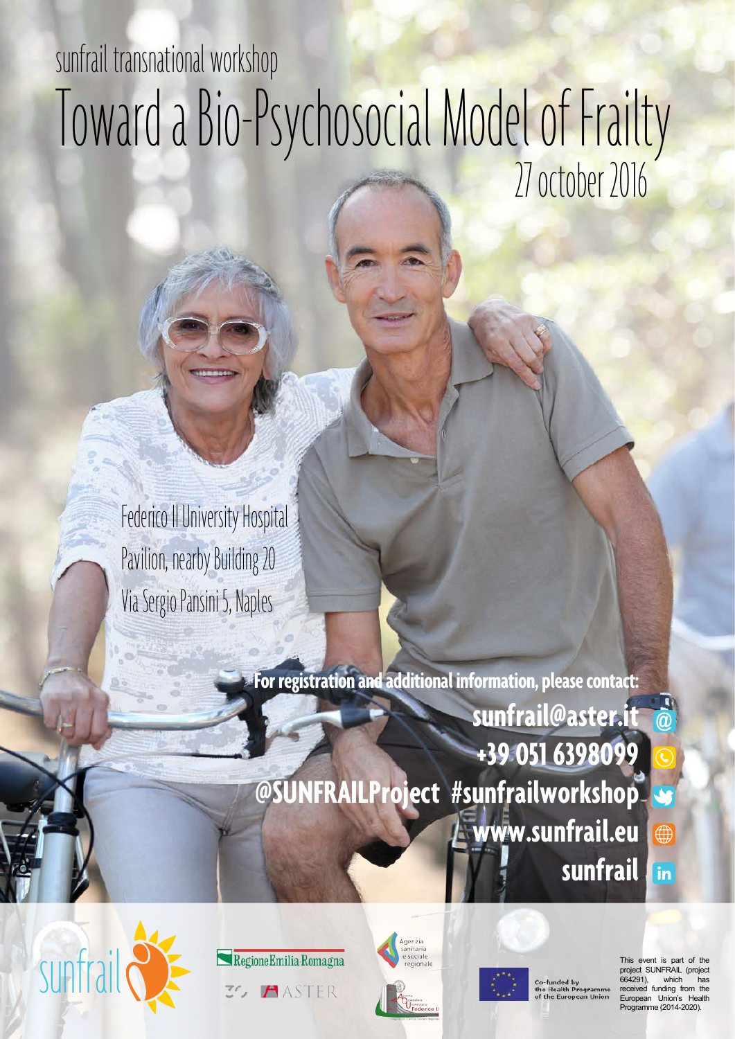sunfrail transnational workshop

# Toward a Bio-Psychosocial Model of Frailty

27 october 2016

Federico II University Hospital
Pavilion, nearby Building 20
Via Sergio Pansini 5, Naples

**For registration and additional information, please contact:**

**sunfrail@aster.it**
**+39 051 6398099**
**@SUNFRAILProject #sunfrailworkshop**
**www.sunfrail.eu**
**sunfrail**

sunfrail

Regione Emilia-Romagna

ASTER

Agenzia sanitaria e sociale regionale

Azienda Ospedaliera Universitaria Federico II

Co-funded by the Health Programme of the European Union

This event is part of the project SUNFRAIL (project 664291), which has received funding from the European Union's Health Programme (2014-2020).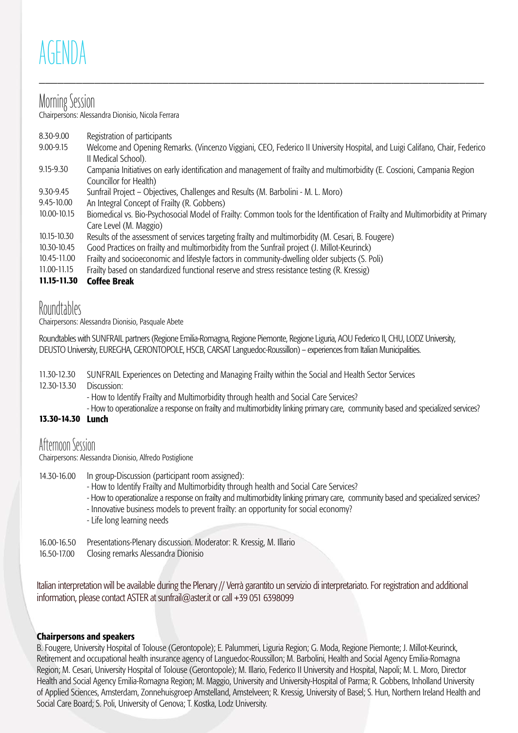# AGENDA

## Morning Session

Chairpersons: Alessandra Dionisio, Nicola Ferrara

| | |
|---|---|
| 8.30-9.00 | Registration of participants |
| 9.00-9.15 | Welcome and Opening Remarks. (Vincenzo Viggiani, CEO, Federico II University Hospital, and Luigi Califano, Chair, Federico II Medical School). |
| 9.15-9.30 | Campania Initiatives on early identification and management of frailty and multimorbidity (E. Coscioni, Campania Region Councillor for Health) |
| 9.30-9.45 | Sunfrail Project – Objectives, Challenges and Results (M. Barbolini - M. L. Moro) |
| 9.45-10.00 | An Integral Concept of Frailty (R. Gobbens) |
| 10.00-10.15 | Biomedical vs. Bio-Psychosocial Model of Frailty: Common tools for the Identification of Frailty and Multimorbidity at Primary Care Level (M. Maggio) |
| 10.15-10.30 | Results of the assessment of services targeting frailty and multimorbidity (M. Cesari, B. Fougere) |
| 10.30-10.45 | Good Practices on frailty and multimorbidity from the Sunfrail project (J. Millot-Keurinck) |
| 10.45-11.00 | Frailty and socioeconomic and lifestyle factors in community-dwelling older subjects (S. Poli) |
| 11.00-11.15 | Frailty based on standardized functional reserve and stress resistance testing (R. Kressig) |
| **11.15-11.30** | **Coffee Break** |

## Roundtables

Chairpersons: Alessandra Dionisio, Pasquale Abete

Roundtables with SUNFRAIL partners (Regione Emilia-Romagna, Regione Piemonte, Regione Liguria, AOU Federico II, CHU, LODZ University, DEUSTO University, EUREGHA, GERONTOPOLE, HSCB, CARSAT Languedoc-Roussillon) – experiences from Italian Municipalities.

11.30-12.30 SUNFRAIL Experiences on Detecting and Managing Frailty within the Social and Health Sector Services

12.30-13.30 Discussion:
- How to Identify Frailty and Multimorbidity through health and Social Care Services?
- How to operationalize a response on frailty and multimorbidity linking primary care, community based and specialized services?

**13.30-14.30 Lunch**

## Afternoon Session

Chairpersons: Alessandra Dionisio, Alfredo Postiglione

14.30-16.00 In group-Discussion (participant room assigned):
- How to Identify Frailty and Multimorbidity through health and Social Care Services?
- How to operationalize a response on frailty and multimorbidity linking primary care, community based and specialized services?
- Innovative business models to prevent frailty: an opportunity for social economy?
- Life long learning needs

16.00-16.50 Presentations-Plenary discussion. Moderator: R. Kressig, M. Illario

16.50-17.00 Closing remarks Alessandra Dionisio

Italian interpretation will be available during the Plenary // Verrà garantito un servizio di interpretariato. For registration and additional information, please contact ASTER at sunfrail@aster.it or call +39 051 6398099

**Chairpersons and speakers**

B. Fougere, University Hospital of Tolouse (Gerontopole); E. Palummeri, Liguria Region; G. Moda, Regione Piemonte; J. Millot-Keurinck, Retirement and occupational health insurance agency of Languedoc-Roussillon; M. Barbolini, Health and Social Agency Emilia-Romagna Region; M. Cesari, University Hospital of Tolouse (Gerontopole); M. Illario, Federico II University and Hospital, Napoli; M. L. Moro, Director Health and Social Agency Emilia-Romagna Region; M. Maggio, University and University-Hospital of Parma; R. Gobbens, Inholland University of Applied Sciences, Amsterdam, Zonnehuisgroep Amstelland, Amstelveen; R. Kressig, University of Basel; S. Hun, Northern Ireland Health and Social Care Board; S. Poli, University of Genova; T. Kostka, Lodz University.